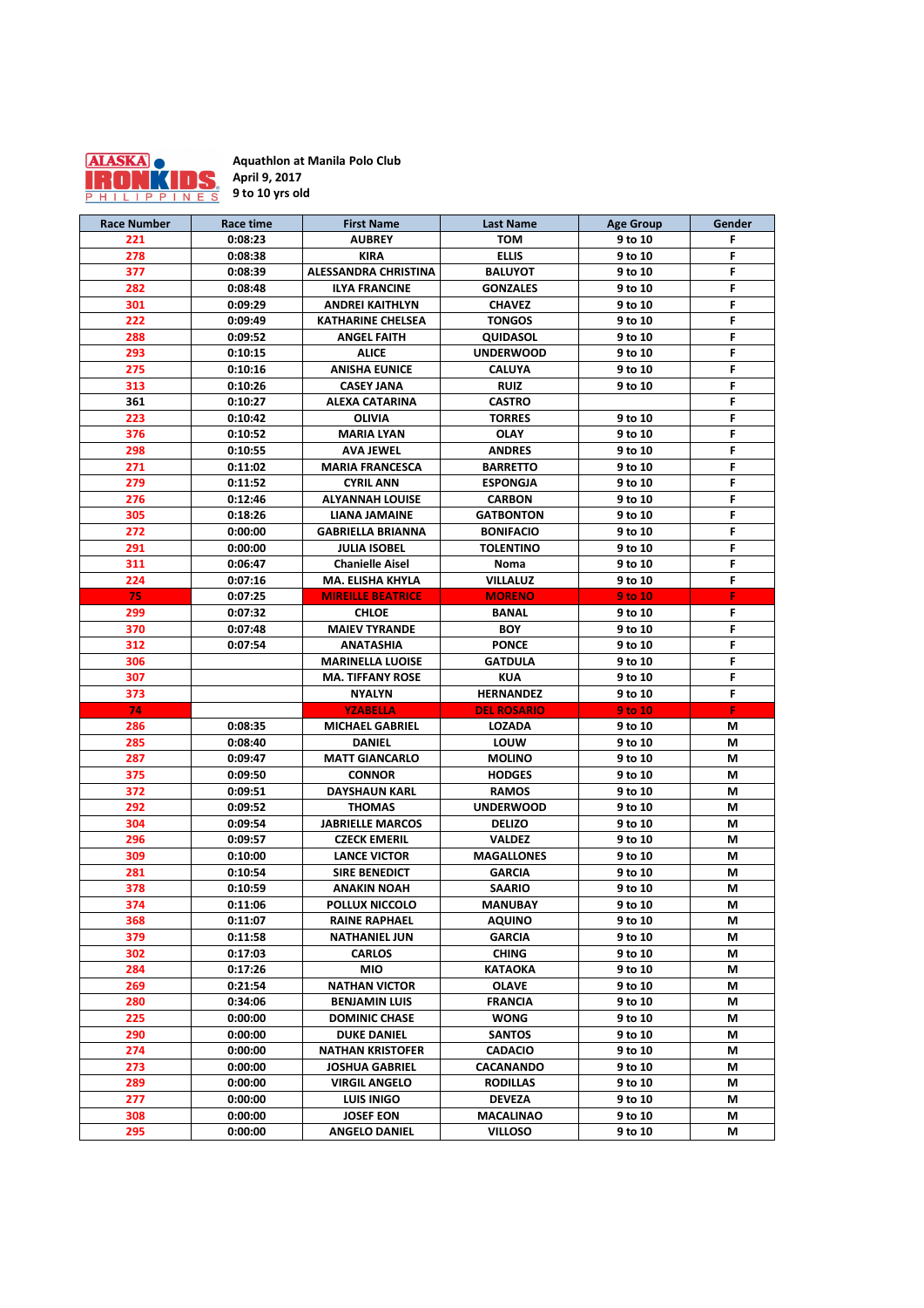ALASKA IRONKIDS PHILIPPINES

**Aquathlon at Manila Polo Club**
**April 9, 2017**
**9 to 10 yrs old**

| Race Number | Race time | First Name | Last Name | Age Group | Gender |
|---|---|---|---|---|---|
| 221 | 0:08:23 | AUBREY | TOM | 9 to 10 | F |
| 278 | 0:08:38 | KIRA | ELLIS | 9 to 10 | F |
| 377 | 0:08:39 | ALESSANDRA CHRISTINA | BALUYOT | 9 to 10 | F |
| 282 | 0:08:48 | ILYA FRANCINE | GONZALES | 9 to 10 | F |
| 301 | 0:09:29 | ANDREI KAITHLYN | CHAVEZ | 9 to 10 | F |
| 222 | 0:09:49 | KATHARINE CHELSEA | TONGOS | 9 to 10 | F |
| 288 | 0:09:52 | ANGEL FAITH | QUIDASOL | 9 to 10 | F |
| 293 | 0:10:15 | ALICE | UNDERWOOD | 9 to 10 | F |
| 275 | 0:10:16 | ANISHA EUNICE | CALUYA | 9 to 10 | F |
| 313 | 0:10:26 | CASEY JANA | RUIZ | 9 to 10 | F |
| 361 | 0:10:27 | ALEXA CATARINA | CASTRO | | F |
| 223 | 0:10:42 | OLIVIA | TORRES | 9 to 10 | F |
| 376 | 0:10:52 | MARIA LYAN | OLAY | 9 to 10 | F |
| 298 | 0:10:55 | AVA JEWEL | ANDRES | 9 to 10 | F |
| 271 | 0:11:02 | MARIA FRANCESCA | BARRETTO | 9 to 10 | F |
| 279 | 0:11:52 | CYRIL ANN | ESPONGJA | 9 to 10 | F |
| 276 | 0:12:46 | ALYANNAH LOUISE | CARBON | 9 to 10 | F |
| 305 | 0:18:26 | LIANA JAMAINE | GATBONTON | 9 to 10 | F |
| 272 | 0:00:00 | GABRIELLA BRIANNA | BONIFACIO | 9 to 10 | F |
| 291 | 0:00:00 | JULIA ISOBEL | TOLENTINO | 9 to 10 | F |
| 311 | 0:06:47 | Chanielle Aisel | Noma | 9 to 10 | F |
| 224 | 0:07:16 | MA. ELISHA KHYLA | VILLALUZ | 9 to 10 | F |
| 75 | 0:07:25 | MIREILLE BEATRICE | MORENO | 9 to 10 | F |
| 299 | 0:07:32 | CHLOE | BANAL | 9 to 10 | F |
| 370 | 0:07:48 | MAIEV TYRANDE | BOY | 9 to 10 | F |
| 312 | 0:07:54 | ANATASHIA | PONCE | 9 to 10 | F |
| 306 | | MARINELLA LUOISE | GATDULA | 9 to 10 | F |
| 307 | | MA. TIFFANY ROSE | KUA | 9 to 10 | F |
| 373 | | NYALYN | HERNANDEZ | 9 to 10 | F |
| 74 | | YZABELLA | DEL ROSARIO | 9 to 10 | F |
| 286 | 0:08:35 | MICHAEL GABRIEL | LOZADA | 9 to 10 | M |
| 285 | 0:08:40 | DANIEL | LOUW | 9 to 10 | M |
| 287 | 0:09:47 | MATT GIANCARLO | MOLINO | 9 to 10 | M |
| 375 | 0:09:50 | CONNOR | HODGES | 9 to 10 | M |
| 372 | 0:09:51 | DAYSHAUN KARL | RAMOS | 9 to 10 | M |
| 292 | 0:09:52 | THOMAS | UNDERWOOD | 9 to 10 | M |
| 304 | 0:09:54 | JABRIELLE MARCOS | DELIZO | 9 to 10 | M |
| 296 | 0:09:57 | CZECK EMERIL | VALDEZ | 9 to 10 | M |
| 309 | 0:10:00 | LANCE VICTOR | MAGALLONES | 9 to 10 | M |
| 281 | 0:10:54 | SIRE BENEDICT | GARCIA | 9 to 10 | M |
| 378 | 0:10:59 | ANAKIN NOAH | SAARIO | 9 to 10 | M |
| 374 | 0:11:06 | POLLUX NICCOLO | MANUBAY | 9 to 10 | M |
| 368 | 0:11:07 | RAINE RAPHAEL | AQUINO | 9 to 10 | M |
| 379 | 0:11:58 | NATHANIEL JUN | GARCIA | 9 to 10 | M |
| 302 | 0:17:03 | CARLOS | CHING | 9 to 10 | M |
| 284 | 0:17:26 | MIO | KATAOKA | 9 to 10 | M |
| 269 | 0:21:54 | NATHAN VICTOR | OLAVE | 9 to 10 | M |
| 280 | 0:34:06 | BENJAMIN LUIS | FRANCIA | 9 to 10 | M |
| 225 | 0:00:00 | DOMINIC CHASE | WONG | 9 to 10 | M |
| 290 | 0:00:00 | DUKE DANIEL | SANTOS | 9 to 10 | M |
| 274 | 0:00:00 | NATHAN KRISTOFER | CADACIO | 9 to 10 | M |
| 273 | 0:00:00 | JOSHUA GABRIEL | CACANANDO | 9 to 10 | M |
| 289 | 0:00:00 | VIRGIL ANGELO | RODILLAS | 9 to 10 | M |
| 277 | 0:00:00 | LUIS INIGO | DEVEZA | 9 to 10 | M |
| 308 | 0:00:00 | JOSEF EON | MACALINAO | 9 to 10 | M |
| 295 | 0:00:00 | ANGELO DANIEL | VILLOSO | 9 to 10 | M |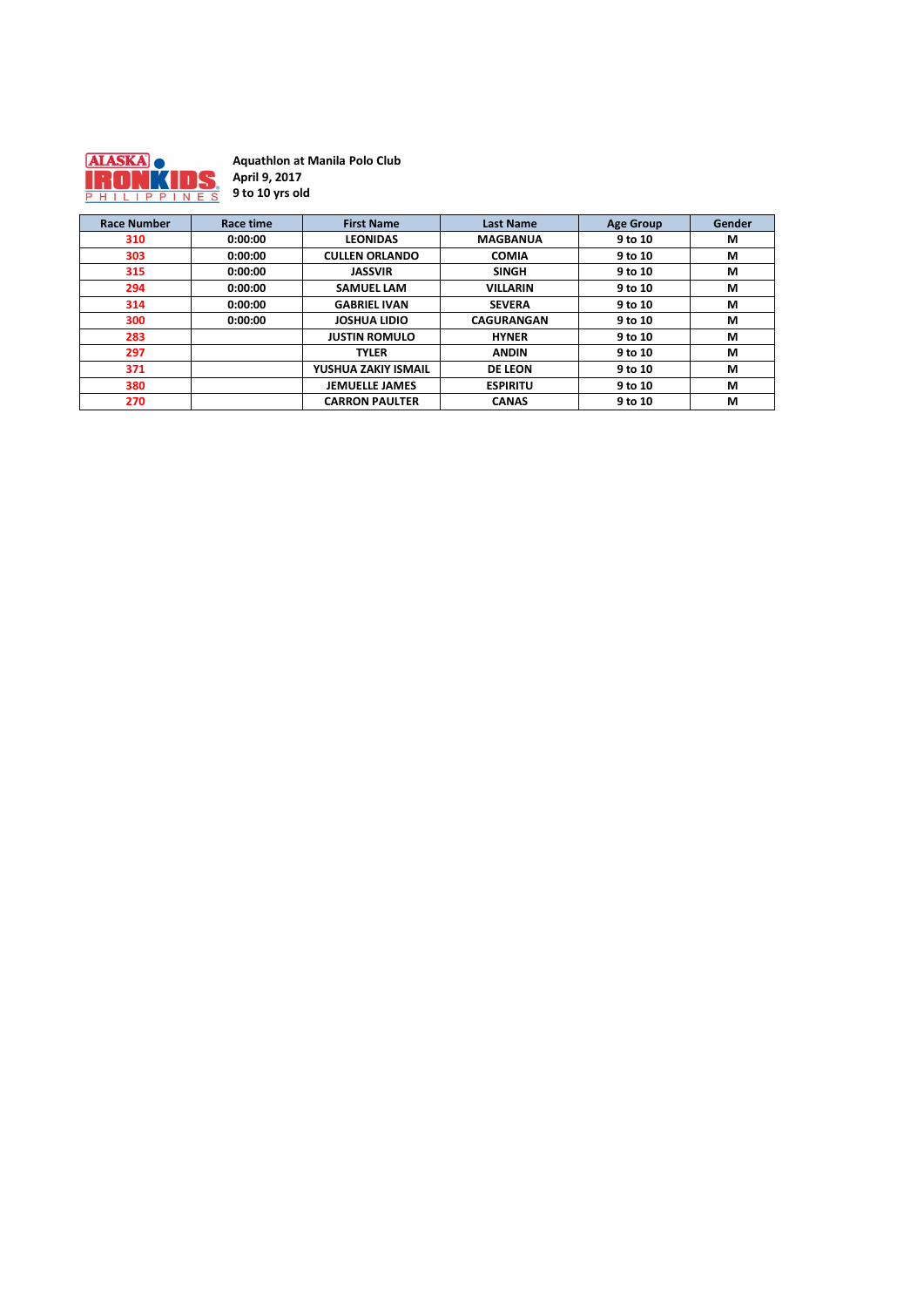**Aquathlon at Manila Polo Club**
**April 9, 2017**
**9 to 10 yrs old**

| Race Number | Race time | First Name | Last Name | Age Group | Gender |
|---|---|---|---|---|---|
| 310 | 0:00:00 | LEONIDAS | MAGBANUA | 9 to 10 | M |
| 303 | 0:00:00 | CULLEN ORLANDO | COMIA | 9 to 10 | M |
| 315 | 0:00:00 | JASSVIR | SINGH | 9 to 10 | M |
| 294 | 0:00:00 | SAMUEL LAM | VILLARIN | 9 to 10 | M |
| 314 | 0:00:00 | GABRIEL IVAN | SEVERA | 9 to 10 | M |
| 300 | 0:00:00 | JOSHUA LIDIO | CAGURANGAN | 9 to 10 | M |
| 283 | | JUSTIN ROMULO | HYNER | 9 to 10 | M |
| 297 | | TYLER | ANDIN | 9 to 10 | M |
| 371 | | YUSHUA ZAKIY ISMAIL | DE LEON | 9 to 10 | M |
| 380 | | JEMUELLE JAMES | ESPIRITU | 9 to 10 | M |
| 270 | | CARRON PAULTER | CANAS | 9 to 10 | M |